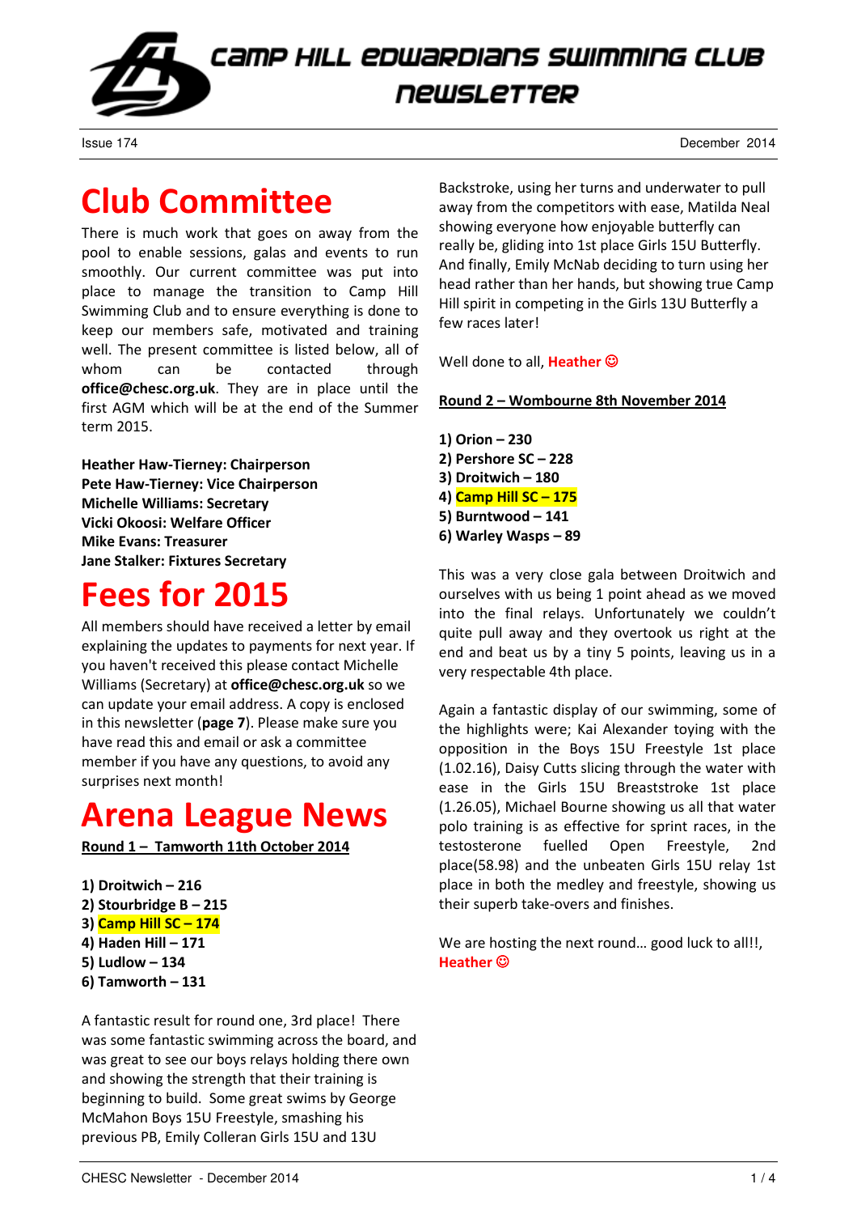# Camp Hill Edwardians Swimming Club Newsletter

Issue 174 December 2014

# Club Committee

There is much work that goes on away from the pool to enable sessions, galas and events to run smoothly. Our current committee was put into place to manage the transition to Camp Hill Swimming Club and to ensure everything is done to keep our members safe, motivated and training well. The present committee is listed below, all of whom can be contacted through **office@chesc.org.uk**. They are in place until the first AGM which will be at the end of the Summer term 2015.

**Heather Haw-Tierney: Chairperson**
**Pete Haw-Tierney: Vice Chairperson**
**Michelle Williams: Secretary**
**Vicki Okoosi: Welfare Officer**
**Mike Evans: Treasurer**
**Jane Stalker: Fixtures Secretary**

# Fees for 2015

All members should have received a letter by email explaining the updates to payments for next year. If you haven't received this please contact Michelle Williams (Secretary) at **office@chesc.org.uk** so we can update your email address. A copy is enclosed in this newsletter (**page 7**). Please make sure you have read this and email or ask a committee member if you have any questions, to avoid any surprises next month!

# Arena League News

**Round 1 – Tamworth 11th October 2014**

**1) Droitwich – 216**
**2) Stourbridge B – 215**
**3) Camp Hill SC – 174**
**4) Haden Hill – 171**
**5) Ludlow – 134**
**6) Tamworth – 131**

A fantastic result for round one, 3rd place! There was some fantastic swimming across the board, and was great to see our boys relays holding there own and showing the strength that their training is beginning to build. Some great swims by George McMahon Boys 15U Freestyle, smashing his previous PB, Emily Colleran Girls 15U and 13U Backstroke, using her turns and underwater to pull away from the competitors with ease, Matilda Neal showing everyone how enjoyable butterfly can really be, gliding into 1st place Girls 15U Butterfly. And finally, Emily McNab deciding to turn using her head rather than her hands, but showing true Camp Hill spirit in competing in the Girls 13U Butterfly a few races later!

Well done to all, **Heather ☺**

**Round 2 – Wombourne 8th November 2014**

**1) Orion – 230**
**2) Pershore SC – 228**
**3) Droitwich – 180**
**4) Camp Hill SC – 175**
**5) Burntwood – 141**
**6) Warley Wasps – 89**

This was a very close gala between Droitwich and ourselves with us being 1 point ahead as we moved into the final relays. Unfortunately we couldn't quite pull away and they overtook us right at the end and beat us by a tiny 5 points, leaving us in a very respectable 4th place.

Again a fantastic display of our swimming, some of the highlights were; Kai Alexander toying with the opposition in the Boys 15U Freestyle 1st place (1.02.16), Daisy Cutts slicing through the water with ease in the Girls 15U Breaststroke 1st place (1.26.05), Michael Bourne showing us all that water polo training is as effective for sprint races, in the testosterone fuelled Open Freestyle, 2nd place(58.98) and the unbeaten Girls 15U relay 1st place in both the medley and freestyle, showing us their superb take-overs and finishes.

We are hosting the next round… good luck to all!!, **Heather ☺**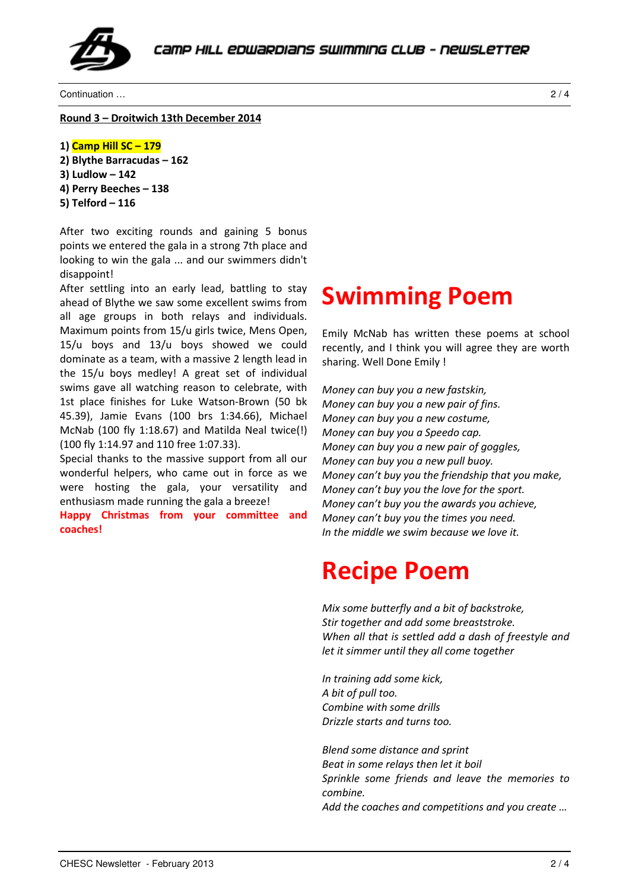Continuation …

**Round 3 – Droitwich 13th December 2014**

**1) Camp Hill SC – 179**
**2) Blythe Barracudas – 162**
**3) Ludlow – 142**
**4) Perry Beeches – 138**
**5) Telford – 116**

After two exciting rounds and gaining 5 bonus points we entered the gala in a strong 7th place and looking to win the gala ... and our swimmers didn't disappoint!

After settling into an early lead, battling to stay ahead of Blythe we saw some excellent swims from all age groups in both relays and individuals. Maximum points from 15/u girls twice, Mens Open, 15/u boys and 13/u boys showed we could dominate as a team, with a massive 2 length lead in the 15/u boys medley! A great set of individual swims gave all watching reason to celebrate, with 1st place finishes for Luke Watson-Brown (50 bk 45.39), Jamie Evans (100 brs 1:34.66), Michael McNab (100 fly 1:18.67) and Matilda Neal twice(!) (100 fly 1:14.97 and 110 free 1:07.33).

Special thanks to the massive support from all our wonderful helpers, who came out in force as we were hosting the gala, your versatility and enthusiasm made running the gala a breeze!

**Happy Christmas from your committee and coaches!**

# Swimming Poem

Emily McNab has written these poems at school recently, and I think you will agree they are worth sharing. Well Done Emily !

*Money can buy you a new fastskin,*
*Money can buy you a new pair of fins.*
*Money can buy you a new costume,*
*Money can buy you a Speedo cap.*
*Money can buy you a new pair of goggles,*
*Money can buy you a new pull buoy.*
*Money can't buy you the friendship that you make,*
*Money can't buy you the love for the sport.*
*Money can't buy you the awards you achieve,*
*Money can't buy you the times you need.*
*In the middle we swim because we love it.*

# Recipe Poem

*Mix some butterfly and a bit of backstroke,*
*Stir together and add some breaststroke.*
*When all that is settled add a dash of freestyle and let it simmer until they all come together*

*In training add some kick,*
*A bit of pull too.*
*Combine with some drills*
*Drizzle starts and turns too.*

*Blend some distance and sprint*
*Beat in some relays then let it boil*
*Sprinkle some friends and leave the memories to combine.*
*Add the coaches and competitions and you create …*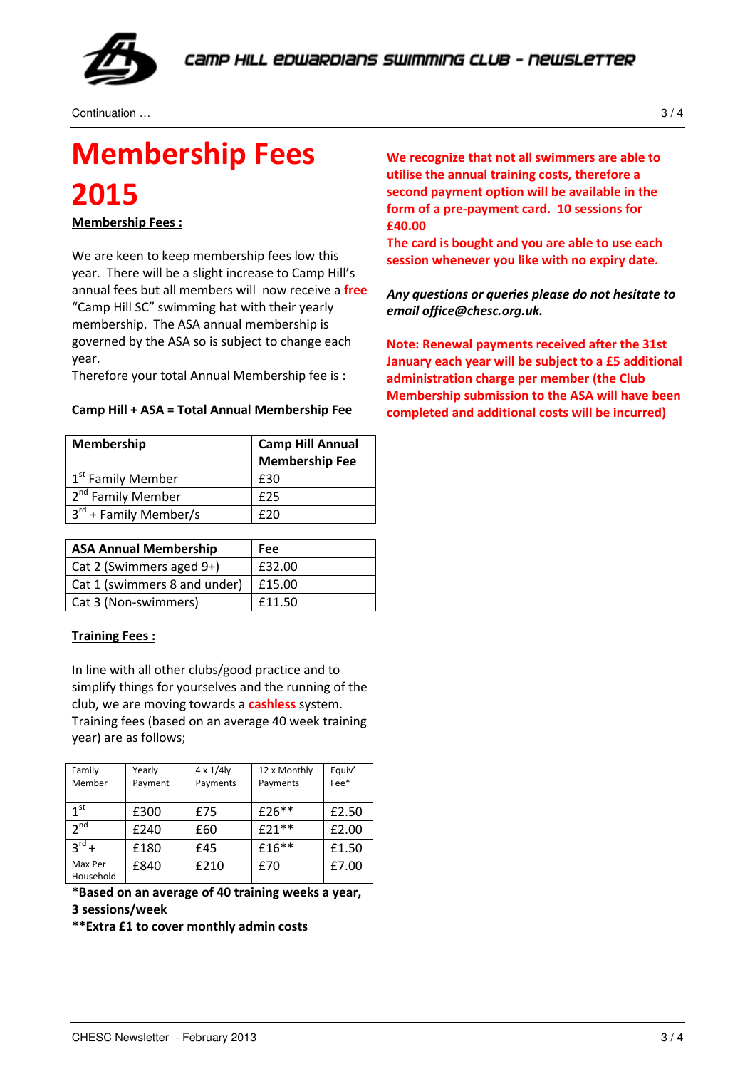Continuation …

# Membership Fees 2015

**Membership Fees :**

We are keen to keep membership fees low this year. There will be a slight increase to Camp Hill's annual fees but all members will now receive a **free** "Camp Hill SC" swimming hat with their yearly membership. The ASA annual membership is governed by the ASA so is subject to change each year.
Therefore your total Annual Membership fee is :

**Camp Hill + ASA = Total Annual Membership Fee**

| Membership | Camp Hill Annual Membership Fee |
|---|---|
| 1st Family Member | £30 |
| 2nd Family Member | £25 |
| 3rd + Family Member/s | £20 |

| ASA Annual Membership | Fee |
|---|---|
| Cat 2 (Swimmers aged 9+) | £32.00 |
| Cat 1 (swimmers 8 and under) | £15.00 |
| Cat 3 (Non-swimmers) | £11.50 |

**Training Fees :**

In line with all other clubs/good practice and to simplify things for yourselves and the running of the club, we are moving towards a **cashless** system.
Training fees (based on an average 40 week training year) are as follows;

| Family Member | Yearly Payment | 4 x 1/4ly Payments | 12 x Monthly Payments | Equiv' Fee* |
|---|---|---|---|---|
| 1st | £300 | £75 | £26** | £2.50 |
| 2nd | £240 | £60 | £21** | £2.00 |
| 3rd + | £180 | £45 | £16** | £1.50 |
| Max Per Household | £840 | £210 | £70 | £7.00 |

**\*Based on an average of 40 training weeks a year, 3 sessions/week**
**\*\*Extra £1 to cover monthly admin costs**

**We recognize that not all swimmers are able to utilise the annual training costs, therefore a second payment option will be available in the form of a pre-payment card. 10 sessions for £40.00**
**The card is bought and you are able to use each session whenever you like with no expiry date.**

***Any questions or queries please do not hesitate to email office@chesc.org.uk.***

**Note: Renewal payments received after the 31st January each year will be subject to a £5 additional administration charge per member (the Club Membership submission to the ASA will have been completed and additional costs will be incurred)**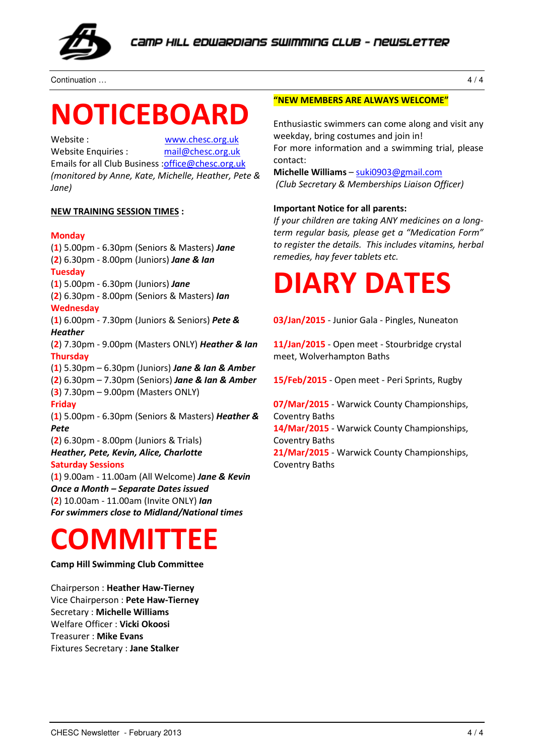Continuation …

# NOTICEBOARD

Website : www.chesc.org.uk
Website Enquiries : mail@chesc.org.uk
Emails for all Club Business : office@chesc.org.uk
*(monitored by Anne, Kate, Michelle, Heather, Pete & Jane)*

**NEW TRAINING SESSION TIMES** :

**Monday**
(1) 5.00pm - 6.30pm (Seniors & Masters) ***Jane***
(2) 6.30pm - 8.00pm (Juniors) ***Jane & Ian***

**Tuesday**
(1) 5.00pm - 6.30pm (Juniors) ***Jane***
(2) 6.30pm - 8.00pm (Seniors & Masters) ***Ian***

**Wednesday**
(1) 6.00pm - 7.30pm (Juniors & Seniors) ***Pete & Heather***
(2) 7.30pm - 9.00pm (Masters ONLY) ***Heather & Ian***

**Thursday**
(1) 5.30pm – 6.30pm (Juniors) ***Jane & Ian & Amber***
(2) 6.30pm – 7.30pm (Seniors) ***Jane & Ian & Amber***
(3) 7.30pm – 9.00pm (Masters ONLY)

**Friday**
(1) 5.00pm - 6.30pm (Seniors & Masters) ***Heather & Pete***
(2) 6.30pm - 8.00pm (Juniors & Trials)
***Heather, Pete, Kevin, Alice, Charlotte***

**Saturday Sessions**
(1) 9.00am - 11.00am (All Welcome) ***Jane & Kevin***
***Once a Month – Separate Dates issued***
(2) 10.00am - 11.00am (Invite ONLY) ***Ian***
***For swimmers close to Midland/National times***

# COMMITTEE

**Camp Hill Swimming Club Committee**

Chairperson : **Heather Haw-Tierney**
Vice Chairperson : **Pete Haw-Tierney**
Secretary : **Michelle Williams**
Welfare Officer : **Vicki Okoosi**
Treasurer : **Mike Evans**
Fixtures Secretary : **Jane Stalker**

**"NEW MEMBERS ARE ALWAYS WELCOME"**

Enthusiastic swimmers can come along and visit any weekday, bring costumes and join in!
For more information and a swimming trial, please contact:
**Michelle Williams** – suki0903@gmail.com
*(Club Secretary & Memberships Liaison Officer)*

**Important Notice for all parents:**
*If your children are taking ANY medicines on a long-term regular basis, please get a "Medication Form" to register the details. This includes vitamins, herbal remedies, hay fever tablets etc.*

# DIARY DATES

**03/Jan/2015** - Junior Gala - Pingles, Nuneaton

**11/Jan/2015** - Open meet - Stourbridge crystal meet, Wolverhampton Baths

**15/Feb/2015** - Open meet - Peri Sprints, Rugby

**07/Mar/2015** - Warwick County Championships, Coventry Baths
**14/Mar/2015** - Warwick County Championships, Coventry Baths
**21/Mar/2015** - Warwick County Championships, Coventry Baths